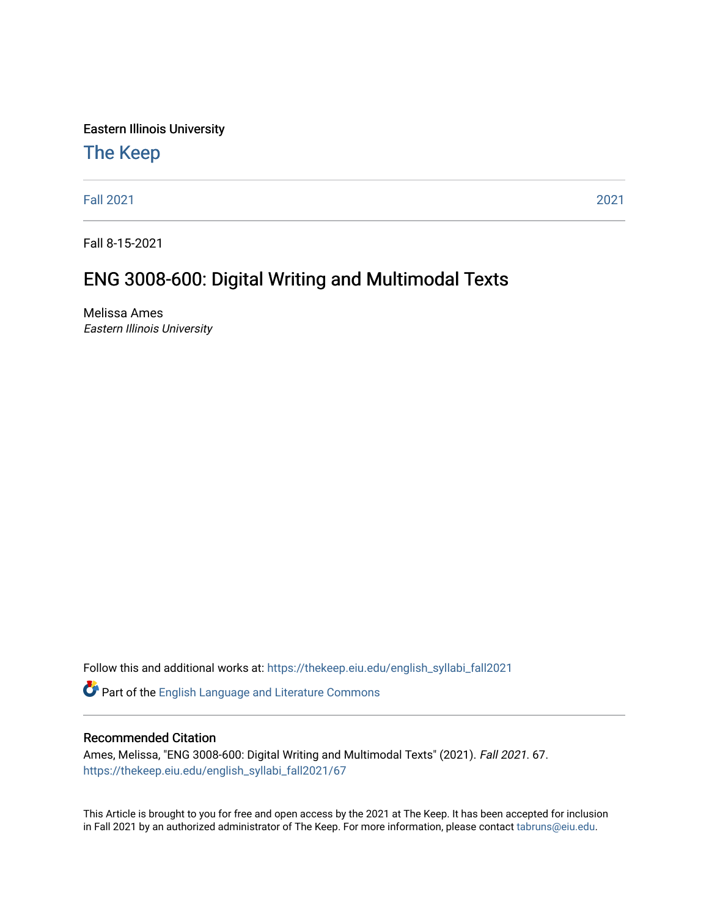Eastern Illinois University

# The Keep

Fall 2021 | 2021

Fall 8-15-2021

## ENG 3008-600: Digital Writing and Multimodal Texts

Melissa Ames
*Eastern Illinois University*

Follow this and additional works at: https://thekeep.eiu.edu/english_syllabi_fall2021

Part of the English Language and Literature Commons

### Recommended Citation

Ames, Melissa, "ENG 3008-600: Digital Writing and Multimodal Texts" (2021). *Fall 2021*. 67.
https://thekeep.eiu.edu/english_syllabi_fall2021/67

This Article is brought to you for free and open access by the 2021 at The Keep. It has been accepted for inclusion in Fall 2021 by an authorized administrator of The Keep. For more information, please contact tabruns@eiu.edu.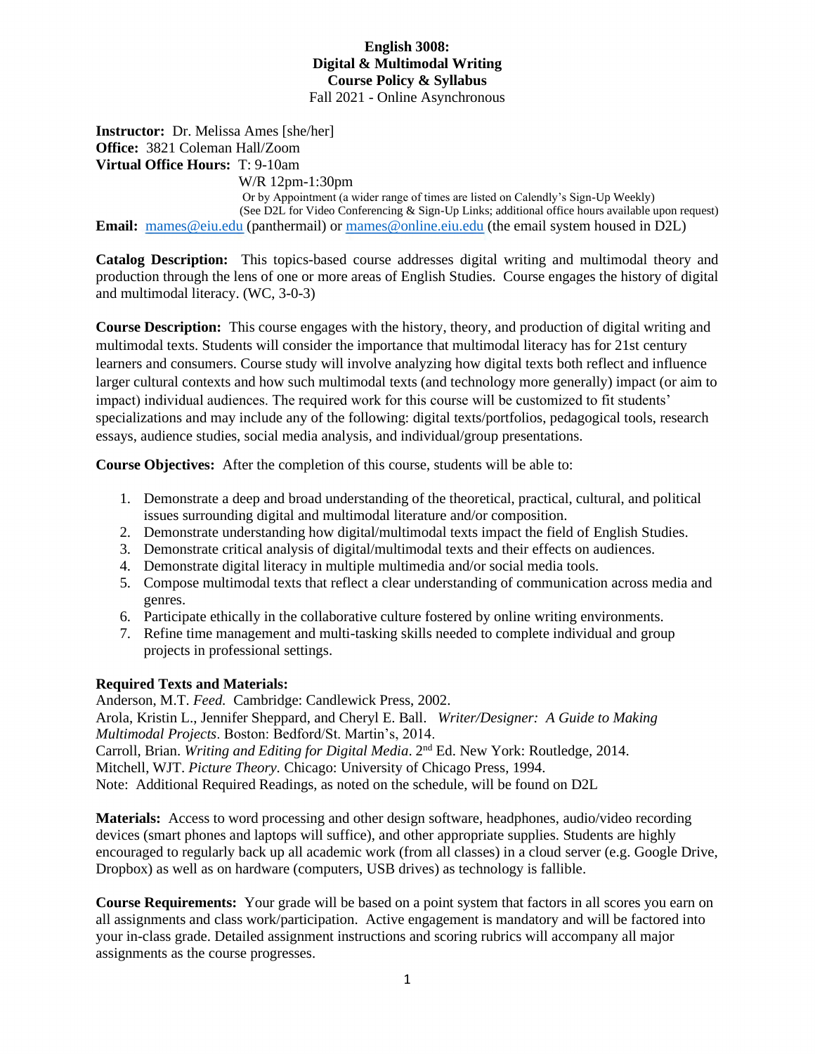# English 3008: Digital & Multimodal Writing Course Policy & Syllabus

Fall 2021 - Online Asynchronous

**Instructor:** Dr. Melissa Ames [she/her]
**Office:** 3821 Coleman Hall/Zoom
**Virtual Office Hours:** T: 9-10am
W/R 12pm-1:30pm
Or by Appointment (a wider range of times are listed on Calendly's Sign-Up Weekly)
(See D2L for Video Conferencing & Sign-Up Links; additional office hours available upon request)
**Email:** mames@eiu.edu (panthermail) or mames@online.eiu.edu (the email system housed in D2L)

**Catalog Description:** This topics-based course addresses digital writing and multimodal theory and production through the lens of one or more areas of English Studies. Course engages the history of digital and multimodal literacy. (WC, 3-0-3)

**Course Description:** This course engages with the history, theory, and production of digital writing and multimodal texts. Students will consider the importance that multimodal literacy has for 21st century learners and consumers. Course study will involve analyzing how digital texts both reflect and influence larger cultural contexts and how such multimodal texts (and technology more generally) impact (or aim to impact) individual audiences. The required work for this course will be customized to fit students' specializations and may include any of the following: digital texts/portfolios, pedagogical tools, research essays, audience studies, social media analysis, and individual/group presentations.

**Course Objectives:** After the completion of this course, students will be able to:

1. Demonstrate a deep and broad understanding of the theoretical, practical, cultural, and political issues surrounding digital and multimodal literature and/or composition.
2. Demonstrate understanding how digital/multimodal texts impact the field of English Studies.
3. Demonstrate critical analysis of digital/multimodal texts and their effects on audiences.
4. Demonstrate digital literacy in multiple multimedia and/or social media tools.
5. Compose multimodal texts that reflect a clear understanding of communication across media and genres.
6. Participate ethically in the collaborative culture fostered by online writing environments.
7. Refine time management and multi-tasking skills needed to complete individual and group projects in professional settings.

**Required Texts and Materials:**
Anderson, M.T. *Feed.* Cambridge: Candlewick Press, 2002.
Arola, Kristin L., Jennifer Sheppard, and Cheryl E. Ball. *Writer/Designer: A Guide to Making Multimodal Projects*. Boston: Bedford/St. Martin's, 2014.
Carroll, Brian. *Writing and Editing for Digital Media*. 2nd Ed. New York: Routledge, 2014.
Mitchell, WJT. *Picture Theory.* Chicago: University of Chicago Press, 1994.
Note: Additional Required Readings, as noted on the schedule, will be found on D2L

**Materials:** Access to word processing and other design software, headphones, audio/video recording devices (smart phones and laptops will suffice), and other appropriate supplies. Students are highly encouraged to regularly back up all academic work (from all classes) in a cloud server (e.g. Google Drive, Dropbox) as well as on hardware (computers, USB drives) as technology is fallible.

**Course Requirements:** Your grade will be based on a point system that factors in all scores you earn on all assignments and class work/participation. Active engagement is mandatory and will be factored into your in-class grade. Detailed assignment instructions and scoring rubrics will accompany all major assignments as the course progresses.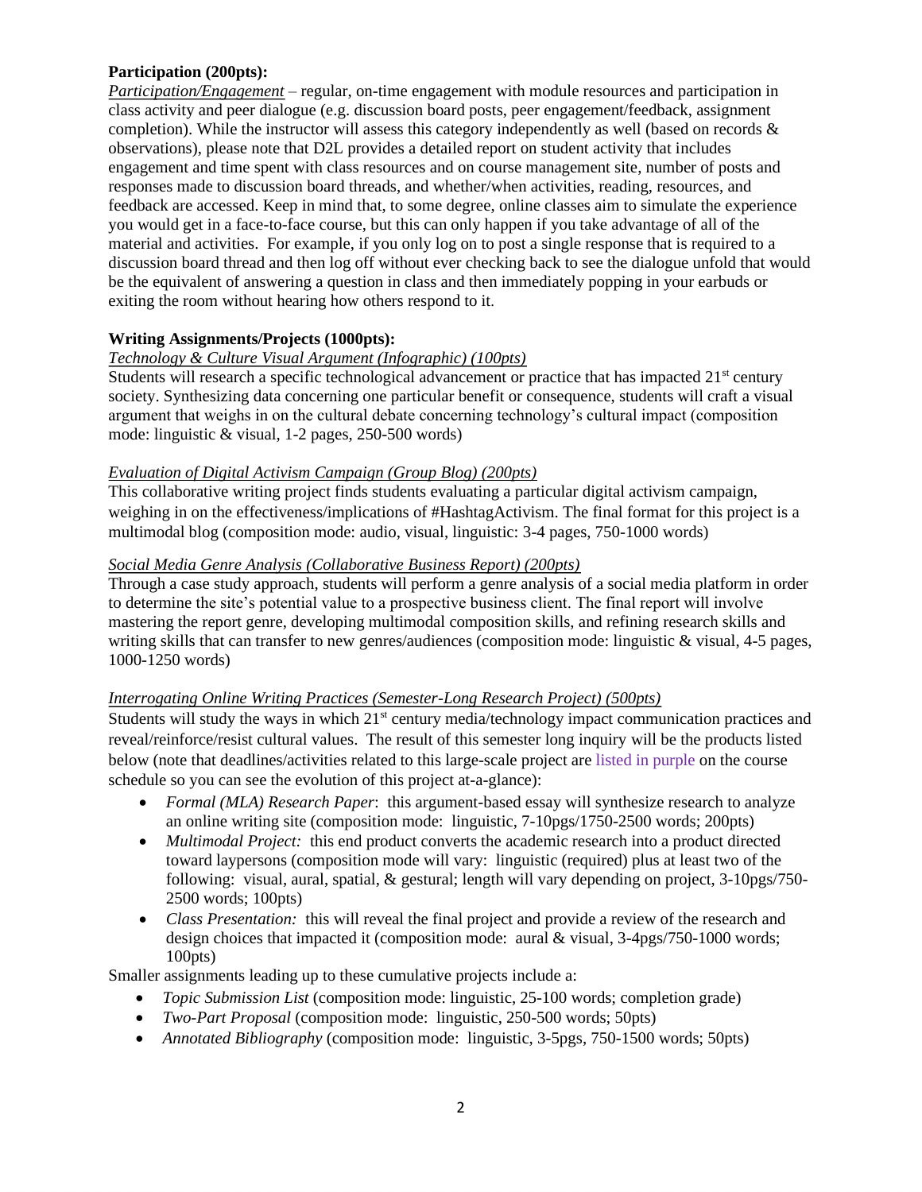**Participation (200pts):**

*Participation/Engagement* – regular, on-time engagement with module resources and participation in class activity and peer dialogue (e.g. discussion board posts, peer engagement/feedback, assignment completion). While the instructor will assess this category independently as well (based on records & observations), please note that D2L provides a detailed report on student activity that includes engagement and time spent with class resources and on course management site, number of posts and responses made to discussion board threads, and whether/when activities, reading, resources, and feedback are accessed. Keep in mind that, to some degree, online classes aim to simulate the experience you would get in a face-to-face course, but this can only happen if you take advantage of all of the material and activities. For example, if you only log on to post a single response that is required to a discussion board thread and then log off without ever checking back to see the dialogue unfold that would be the equivalent of answering a question in class and then immediately popping in your earbuds or exiting the room without hearing how others respond to it.

**Writing Assignments/Projects (1000pts):**

*Technology & Culture Visual Argument (Infographic) (100pts)*

Students will research a specific technological advancement or practice that has impacted 21st century society. Synthesizing data concerning one particular benefit or consequence, students will craft a visual argument that weighs in on the cultural debate concerning technology's cultural impact (composition mode: linguistic & visual, 1-2 pages, 250-500 words)

*Evaluation of Digital Activism Campaign (Group Blog) (200pts)*

This collaborative writing project finds students evaluating a particular digital activism campaign, weighing in on the effectiveness/implications of #HashtagActivism. The final format for this project is a multimodal blog (composition mode: audio, visual, linguistic: 3-4 pages, 750-1000 words)

*Social Media Genre Analysis (Collaborative Business Report) (200pts)*

Through a case study approach, students will perform a genre analysis of a social media platform in order to determine the site's potential value to a prospective business client. The final report will involve mastering the report genre, developing multimodal composition skills, and refining research skills and writing skills that can transfer to new genres/audiences (composition mode: linguistic & visual, 4-5 pages, 1000-1250 words)

*Interrogating Online Writing Practices (Semester-Long Research Project) (500pts)*

Students will study the ways in which 21st century media/technology impact communication practices and reveal/reinforce/resist cultural values. The result of this semester long inquiry will be the products listed below (note that deadlines/activities related to this large-scale project are listed in purple on the course schedule so you can see the evolution of this project at-a-glance):

- *Formal (MLA) Research Paper*: this argument-based essay will synthesize research to analyze an online writing site (composition mode: linguistic, 7-10pgs/1750-2500 words; 200pts)
- *Multimodal Project:* this end product converts the academic research into a product directed toward laypersons (composition mode will vary: linguistic (required) plus at least two of the following: visual, aural, spatial, & gestural; length will vary depending on project, 3-10pgs/750-2500 words; 100pts)
- *Class Presentation:* this will reveal the final project and provide a review of the research and design choices that impacted it (composition mode: aural & visual, 3-4pgs/750-1000 words; 100pts)

Smaller assignments leading up to these cumulative projects include a:

- *Topic Submission List* (composition mode: linguistic, 25-100 words; completion grade)
- *Two-Part Proposal* (composition mode: linguistic, 250-500 words; 50pts)
- *Annotated Bibliography* (composition mode: linguistic, 3-5pgs, 750-1500 words; 50pts)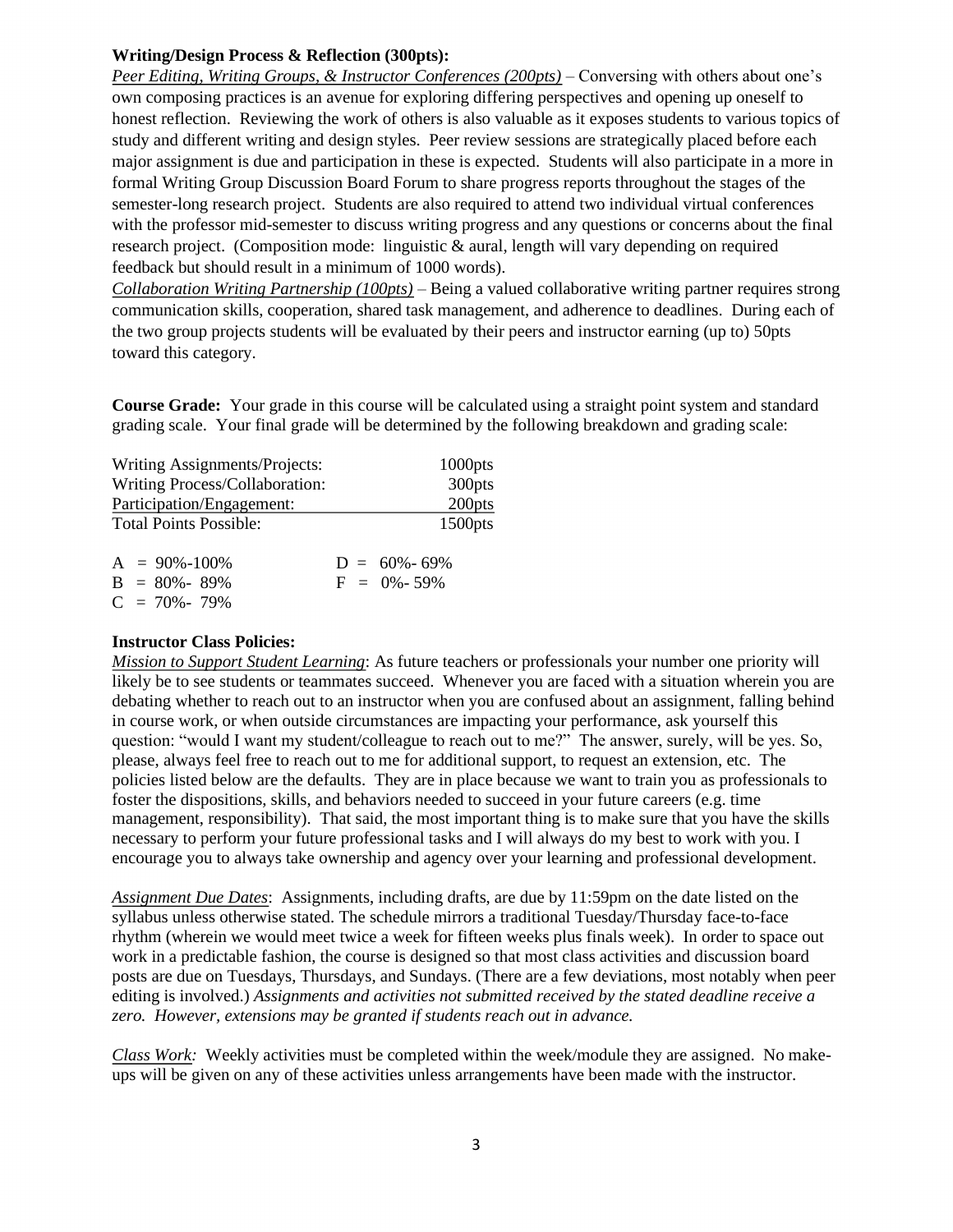**Writing/Design Process & Reflection (300pts):**

*Peer Editing, Writing Groups, & Instructor Conferences (200pts)* – Conversing with others about one's own composing practices is an avenue for exploring differing perspectives and opening up oneself to honest reflection. Reviewing the work of others is also valuable as it exposes students to various topics of study and different writing and design styles. Peer review sessions are strategically placed before each major assignment is due and participation in these is expected. Students will also participate in a more in formal Writing Group Discussion Board Forum to share progress reports throughout the stages of the semester-long research project. Students are also required to attend two individual virtual conferences with the professor mid-semester to discuss writing progress and any questions or concerns about the final research project. (Composition mode: linguistic & aural, length will vary depending on required feedback but should result in a minimum of 1000 words).

*Collaboration Writing Partnership (100pts)* – Being a valued collaborative writing partner requires strong communication skills, cooperation, shared task management, and adherence to deadlines. During each of the two group projects students will be evaluated by their peers and instructor earning (up to) 50pts toward this category.

**Course Grade:** Your grade in this course will be calculated using a straight point system and standard grading scale. Your final grade will be determined by the following breakdown and grading scale:

| | |
|---|---|
| Writing Assignments/Projects: | 1000pts |
| Writing Process/Collaboration: | 300pts |
| Participation/Engagement: | 200pts |
| Total Points Possible: | 1500pts |

| | |
|---|---|
| A = 90%-100% | D = 60%- 69% |
| B = 80%- 89% | F = 0%- 59% |
| C = 70%- 79% | |

**Instructor Class Policies:**

*Mission to Support Student Learning*: As future teachers or professionals your number one priority will likely be to see students or teammates succeed. Whenever you are faced with a situation wherein you are debating whether to reach out to an instructor when you are confused about an assignment, falling behind in course work, or when outside circumstances are impacting your performance, ask yourself this question: "would I want my student/colleague to reach out to me?" The answer, surely, will be yes. So, please, always feel free to reach out to me for additional support, to request an extension, etc. The policies listed below are the defaults. They are in place because we want to train you as professionals to foster the dispositions, skills, and behaviors needed to succeed in your future careers (e.g. time management, responsibility). That said, the most important thing is to make sure that you have the skills necessary to perform your future professional tasks and I will always do my best to work with you. I encourage you to always take ownership and agency over your learning and professional development.

*Assignment Due Dates*: Assignments, including drafts, are due by 11:59pm on the date listed on the syllabus unless otherwise stated. The schedule mirrors a traditional Tuesday/Thursday face-to-face rhythm (wherein we would meet twice a week for fifteen weeks plus finals week). In order to space out work in a predictable fashion, the course is designed so that most class activities and discussion board posts are due on Tuesdays, Thursdays, and Sundays. (There are a few deviations, most notably when peer editing is involved.) *Assignments and activities not submitted received by the stated deadline receive a zero. However, extensions may be granted if students reach out in advance.*

*Class Work:* Weekly activities must be completed within the week/module they are assigned. No make-ups will be given on any of these activities unless arrangements have been made with the instructor.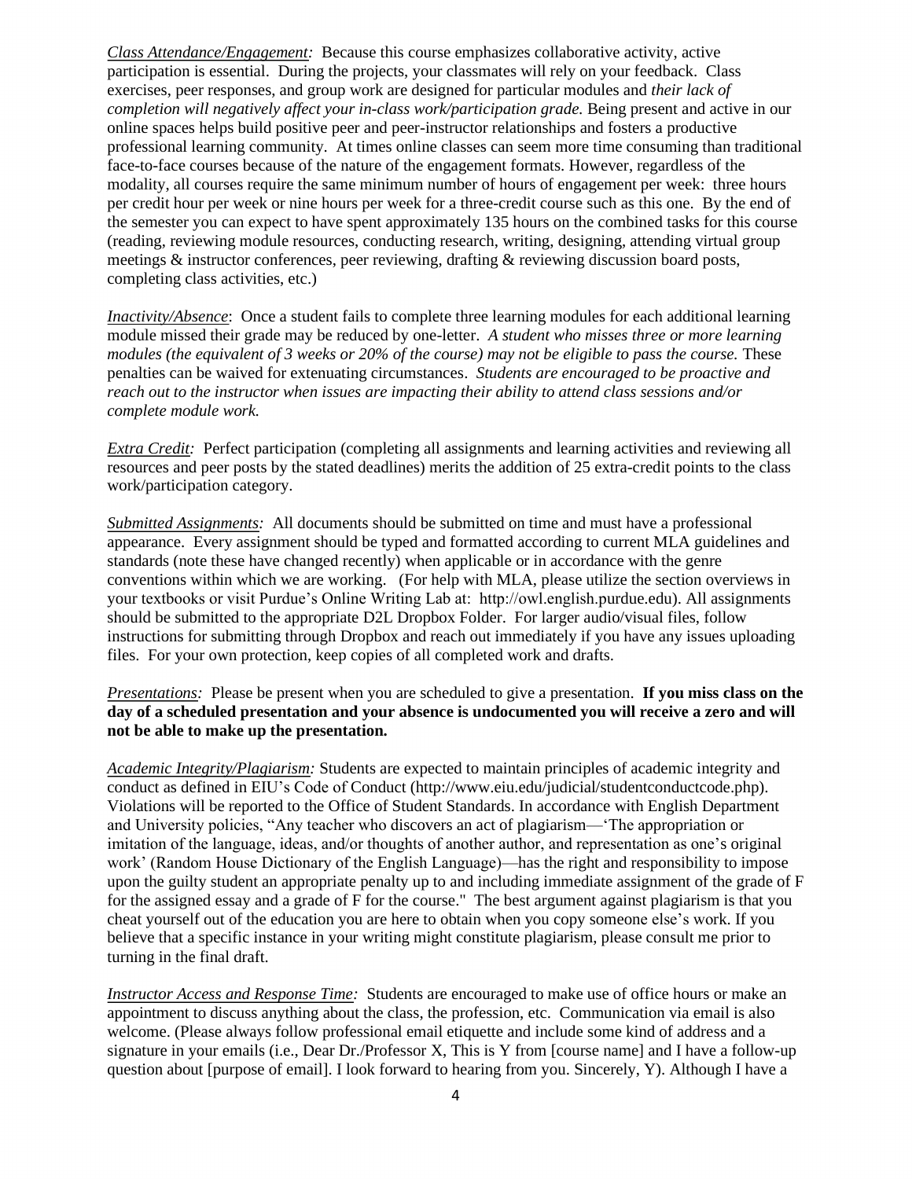*Class Attendance/Engagement:* Because this course emphasizes collaborative activity, active participation is essential. During the projects, your classmates will rely on your feedback. Class exercises, peer responses, and group work are designed for particular modules and *their lack of completion will negatively affect your in-class work/participation grade.* Being present and active in our online spaces helps build positive peer and peer-instructor relationships and fosters a productive professional learning community. At times online classes can seem more time consuming than traditional face-to-face courses because of the nature of the engagement formats. However, regardless of the modality, all courses require the same minimum number of hours of engagement per week: three hours per credit hour per week or nine hours per week for a three-credit course such as this one. By the end of the semester you can expect to have spent approximately 135 hours on the combined tasks for this course (reading, reviewing module resources, conducting research, writing, designing, attending virtual group meetings & instructor conferences, peer reviewing, drafting & reviewing discussion board posts, completing class activities, etc.)

*Inactivity/Absence*: Once a student fails to complete three learning modules for each additional learning module missed their grade may be reduced by one-letter. *A student who misses three or more learning modules (the equivalent of 3 weeks or 20% of the course) may not be eligible to pass the course.* These penalties can be waived for extenuating circumstances. *Students are encouraged to be proactive and reach out to the instructor when issues are impacting their ability to attend class sessions and/or complete module work.*

*Extra Credit:* Perfect participation (completing all assignments and learning activities and reviewing all resources and peer posts by the stated deadlines) merits the addition of 25 extra-credit points to the class work/participation category.

*Submitted Assignments:* All documents should be submitted on time and must have a professional appearance. Every assignment should be typed and formatted according to current MLA guidelines and standards (note these have changed recently) when applicable or in accordance with the genre conventions within which we are working. (For help with MLA, please utilize the section overviews in your textbooks or visit Purdue's Online Writing Lab at: http://owl.english.purdue.edu). All assignments should be submitted to the appropriate D2L Dropbox Folder. For larger audio/visual files, follow instructions for submitting through Dropbox and reach out immediately if you have any issues uploading files. For your own protection, keep copies of all completed work and drafts.

*Presentations:* Please be present when you are scheduled to give a presentation. **If you miss class on the day of a scheduled presentation and your absence is undocumented you will receive a zero and will not be able to make up the presentation.**

*Academic Integrity/Plagiarism:* Students are expected to maintain principles of academic integrity and conduct as defined in EIU's Code of Conduct (http://www.eiu.edu/judicial/studentconductcode.php). Violations will be reported to the Office of Student Standards. In accordance with English Department and University policies, "Any teacher who discovers an act of plagiarism—'The appropriation or imitation of the language, ideas, and/or thoughts of another author, and representation as one's original work' (Random House Dictionary of the English Language)—has the right and responsibility to impose upon the guilty student an appropriate penalty up to and including immediate assignment of the grade of F for the assigned essay and a grade of F for the course." The best argument against plagiarism is that you cheat yourself out of the education you are here to obtain when you copy someone else's work. If you believe that a specific instance in your writing might constitute plagiarism, please consult me prior to turning in the final draft.

*Instructor Access and Response Time:* Students are encouraged to make use of office hours or make an appointment to discuss anything about the class, the profession, etc. Communication via email is also welcome. (Please always follow professional email etiquette and include some kind of address and a signature in your emails (i.e., Dear Dr./Professor X, This is Y from [course name] and I have a follow-up question about [purpose of email]. I look forward to hearing from you. Sincerely, Y). Although I have a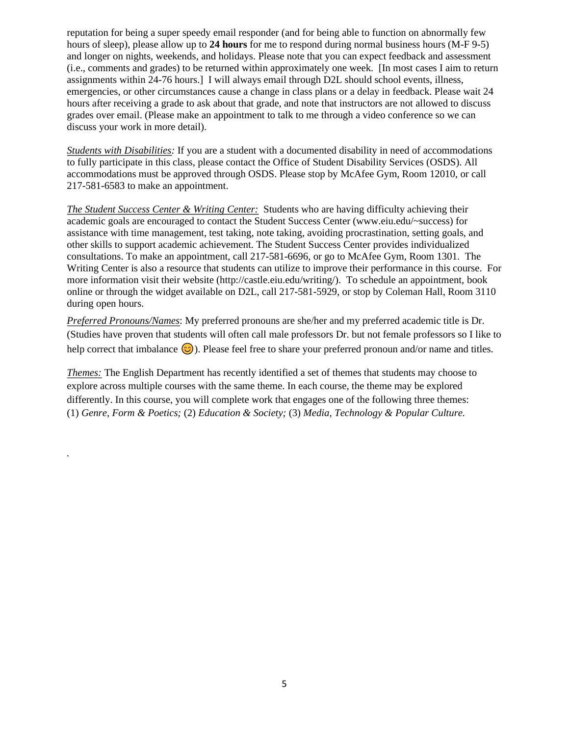reputation for being a super speedy email responder (and for being able to function on abnormally few hours of sleep), please allow up to **24 hours** for me to respond during normal business hours (M-F 9-5) and longer on nights, weekends, and holidays. Please note that you can expect feedback and assessment (i.e., comments and grades) to be returned within approximately one week. [In most cases I aim to return assignments within 24-76 hours.] I will always email through D2L should school events, illness, emergencies, or other circumstances cause a change in class plans or a delay in feedback. Please wait 24 hours after receiving a grade to ask about that grade, and note that instructors are not allowed to discuss grades over email. (Please make an appointment to talk to me through a video conference so we can discuss your work in more detail).

*Students with Disabilities:* If you are a student with a documented disability in need of accommodations to fully participate in this class, please contact the Office of Student Disability Services (OSDS). All accommodations must be approved through OSDS. Please stop by McAfee Gym, Room 12010, or call 217-581-6583 to make an appointment.

*The Student Success Center & Writing Center:* Students who are having difficulty achieving their academic goals are encouraged to contact the Student Success Center (www.eiu.edu/~success) for assistance with time management, test taking, note taking, avoiding procrastination, setting goals, and other skills to support academic achievement. The Student Success Center provides individualized consultations. To make an appointment, call 217-581-6696, or go to McAfee Gym, Room 1301. The Writing Center is also a resource that students can utilize to improve their performance in this course. For more information visit their website (http://castle.eiu.edu/writing/). To schedule an appointment, book online or through the widget available on D2L, call 217-581-5929, or stop by Coleman Hall, Room 3110 during open hours.

*Preferred Pronouns/Names*: My preferred pronouns are she/her and my preferred academic title is Dr. (Studies have proven that students will often call male professors Dr. but not female professors so I like to help correct that imbalance 😊). Please feel free to share your preferred pronoun and/or name and titles.

*Themes:* The English Department has recently identified a set of themes that students may choose to explore across multiple courses with the same theme. In each course, the theme may be explored differently. In this course, you will complete work that engages one of the following three themes: (1) *Genre, Form & Poetics;* (2) *Education & Society;* (3) *Media, Technology & Popular Culture.*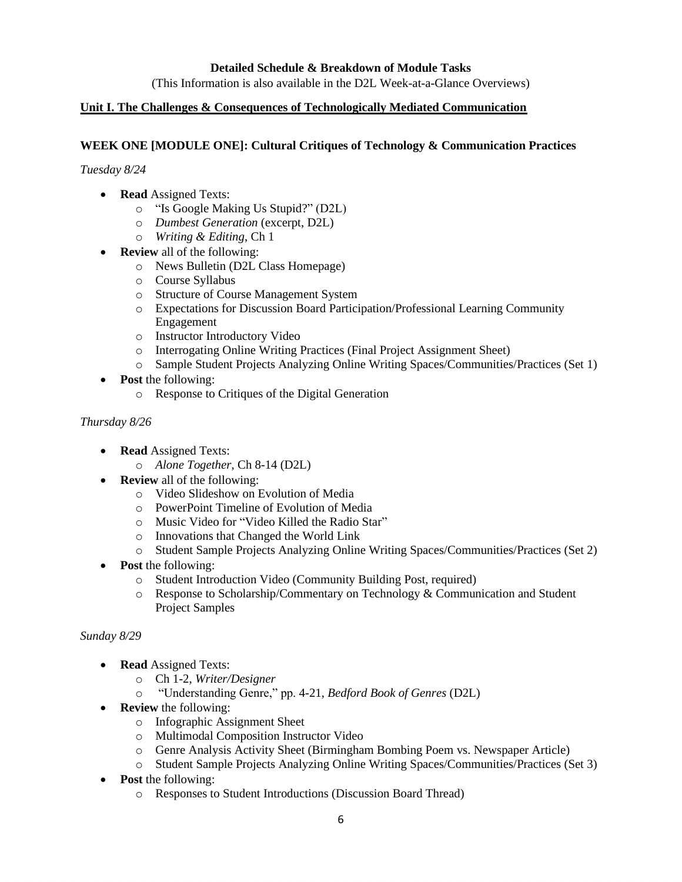**Detailed Schedule & Breakdown of Module Tasks**

(This Information is also available in the D2L Week-at-a-Glance Overviews)

**Unit I. The Challenges & Consequences of Technologically Mediated Communication**

**WEEK ONE [MODULE ONE]: Cultural Critiques of Technology & Communication Practices**

*Tuesday 8/24*

- **Read** Assigned Texts:
  - "Is Google Making Us Stupid?" (D2L)
  - *Dumbest Generation* (excerpt, D2L)
  - *Writing & Editing*, Ch 1
- **Review** all of the following:
  - News Bulletin (D2L Class Homepage)
  - Course Syllabus
  - Structure of Course Management System
  - Expectations for Discussion Board Participation/Professional Learning Community Engagement
  - Instructor Introductory Video
  - Interrogating Online Writing Practices (Final Project Assignment Sheet)
  - Sample Student Projects Analyzing Online Writing Spaces/Communities/Practices (Set 1)
- **Post** the following:
  - Response to Critiques of the Digital Generation

*Thursday 8/26*

- **Read** Assigned Texts:
  - *Alone Together*, Ch 8-14 (D2L)
- **Review** all of the following:
  - Video Slideshow on Evolution of Media
  - PowerPoint Timeline of Evolution of Media
  - Music Video for "Video Killed the Radio Star"
  - Innovations that Changed the World Link
  - Student Sample Projects Analyzing Online Writing Spaces/Communities/Practices (Set 2)
- **Post** the following:
  - Student Introduction Video (Community Building Post, required)
  - Response to Scholarship/Commentary on Technology & Communication and Student Project Samples

*Sunday 8/29*

- **Read** Assigned Texts:
  - Ch 1-2, *Writer/Designer*
  - "Understanding Genre," pp. 4-21, *Bedford Book of Genres* (D2L)
- **Review** the following:
  - Infographic Assignment Sheet
  - Multimodal Composition Instructor Video
  - Genre Analysis Activity Sheet (Birmingham Bombing Poem vs. Newspaper Article)
  - Student Sample Projects Analyzing Online Writing Spaces/Communities/Practices (Set 3)
- **Post** the following:
  - Responses to Student Introductions (Discussion Board Thread)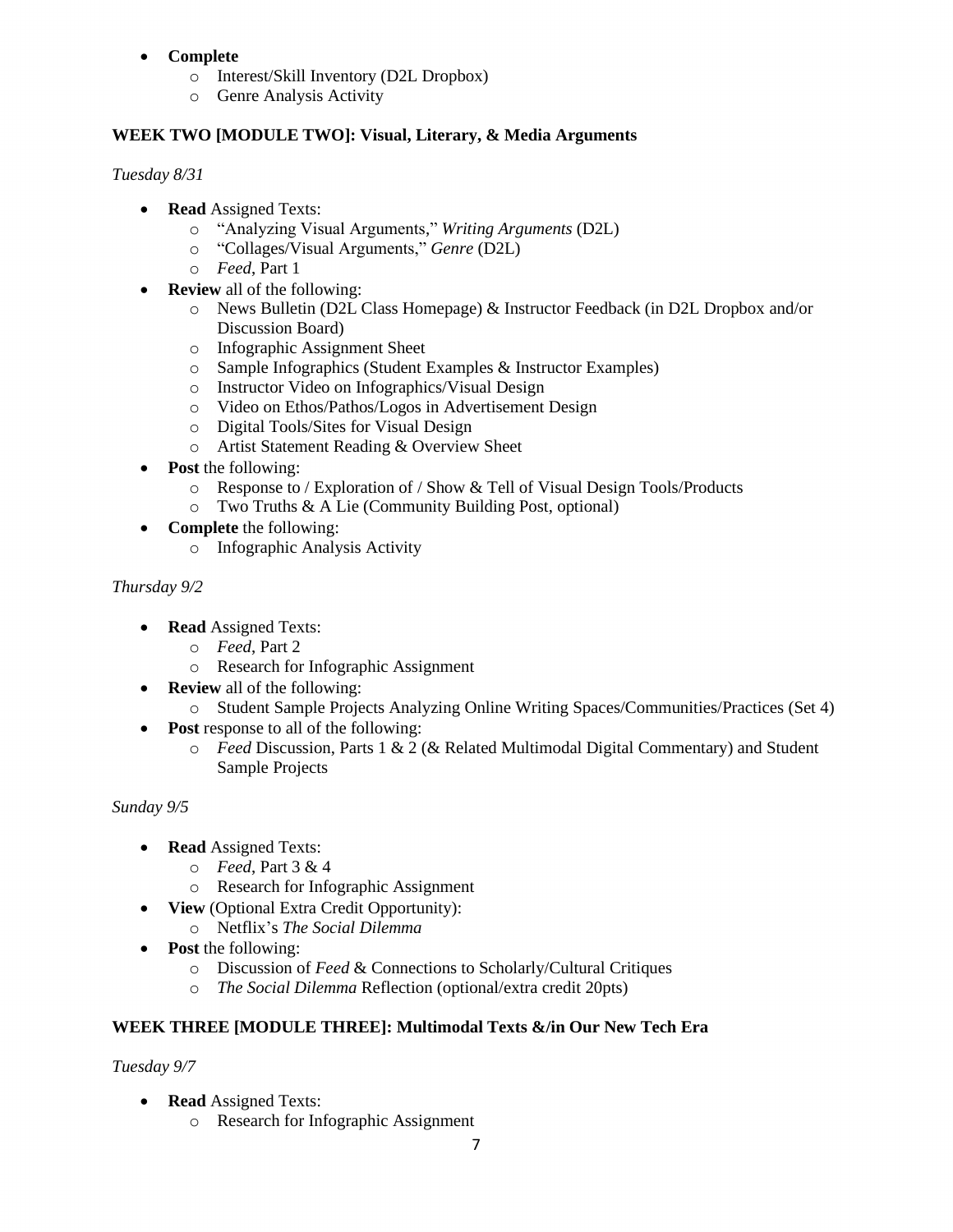- **Complete**
  - Interest/Skill Inventory (D2L Dropbox)
  - Genre Analysis Activity

**WEEK TWO [MODULE TWO]: Visual, Literary, & Media Arguments**

*Tuesday 8/31*

- **Read** Assigned Texts:
  - "Analyzing Visual Arguments," *Writing Arguments* (D2L)
  - "Collages/Visual Arguments," *Genre* (D2L)
  - *Feed*, Part 1
- **Review** all of the following:
  - News Bulletin (D2L Class Homepage) & Instructor Feedback (in D2L Dropbox and/or Discussion Board)
  - Infographic Assignment Sheet
  - Sample Infographics (Student Examples & Instructor Examples)
  - Instructor Video on Infographics/Visual Design
  - Video on Ethos/Pathos/Logos in Advertisement Design
  - Digital Tools/Sites for Visual Design
  - Artist Statement Reading & Overview Sheet
- **Post** the following:
  - Response to / Exploration of / Show & Tell of Visual Design Tools/Products
  - Two Truths & A Lie (Community Building Post, optional)
- **Complete** the following:
  - Infographic Analysis Activity

*Thursday 9/2*

- **Read** Assigned Texts:
  - *Feed*, Part 2
  - Research for Infographic Assignment
- **Review** all of the following:
  - Student Sample Projects Analyzing Online Writing Spaces/Communities/Practices (Set 4)
- **Post** response to all of the following:
  - *Feed* Discussion, Parts 1 & 2 (& Related Multimodal Digital Commentary) and Student Sample Projects

*Sunday 9/5*

- **Read** Assigned Texts:
  - *Feed*, Part 3 & 4
  - Research for Infographic Assignment
- **View** (Optional Extra Credit Opportunity):
  - Netflix's *The Social Dilemma*
- **Post** the following:
  - Discussion of *Feed* & Connections to Scholarly/Cultural Critiques
  - *The Social Dilemma* Reflection (optional/extra credit 20pts)

**WEEK THREE [MODULE THREE]: Multimodal Texts &/in Our New Tech Era**

*Tuesday 9/7*

- **Read** Assigned Texts:
  - Research for Infographic Assignment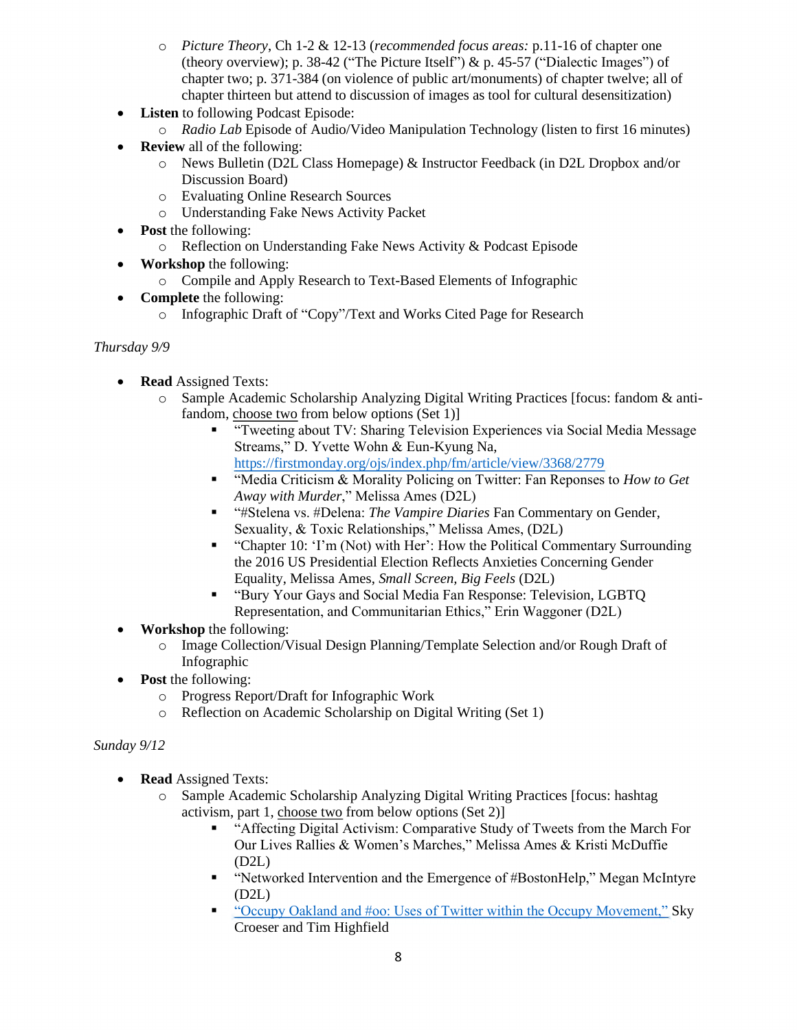- *Picture Theory*, Ch 1-2 & 12-13 (*recommended focus areas:* p.11-16 of chapter one (theory overview); p. 38-42 ("The Picture Itself") & p. 45-57 ("Dialectic Images") of chapter two; p. 371-384 (on violence of public art/monuments) of chapter twelve; all of chapter thirteen but attend to discussion of images as tool for cultural desensitization)
- **Listen** to following Podcast Episode:
    - *Radio Lab* Episode of Audio/Video Manipulation Technology (listen to first 16 minutes)
- **Review** all of the following:
    - News Bulletin (D2L Class Homepage) & Instructor Feedback (in D2L Dropbox and/or Discussion Board)
    - Evaluating Online Research Sources
    - Understanding Fake News Activity Packet
- **Post** the following:
    - Reflection on Understanding Fake News Activity & Podcast Episode
- **Workshop** the following:
    - Compile and Apply Research to Text-Based Elements of Infographic
- **Complete** the following:
    - Infographic Draft of "Copy"/Text and Works Cited Page for Research

*Thursday 9/9*

- **Read** Assigned Texts:
    - Sample Academic Scholarship Analyzing Digital Writing Practices [focus: fandom & anti-fandom, choose two from below options (Set 1)]
        - "Tweeting about TV: Sharing Television Experiences via Social Media Message Streams," D. Yvette Wohn & Eun-Kyung Na, https://firstmonday.org/ojs/index.php/fm/article/view/3368/2779
        - "Media Criticism & Morality Policing on Twitter: Fan Reponses to *How to Get Away with Murder*," Melissa Ames (D2L)
        - "#Stelena vs. #Delena: *The Vampire Diaries* Fan Commentary on Gender, Sexuality, & Toxic Relationships," Melissa Ames, (D2L)
        - "Chapter 10: 'I'm (Not) with Her': How the Political Commentary Surrounding the 2016 US Presidential Election Reflects Anxieties Concerning Gender Equality, Melissa Ames, *Small Screen, Big Feels* (D2L)
        - "Bury Your Gays and Social Media Fan Response: Television, LGBTQ Representation, and Communitarian Ethics," Erin Waggoner (D2L)
- **Workshop** the following:
    - Image Collection/Visual Design Planning/Template Selection and/or Rough Draft of Infographic
- **Post** the following:
    - Progress Report/Draft for Infographic Work
    - Reflection on Academic Scholarship on Digital Writing (Set 1)

*Sunday 9/12*

- **Read** Assigned Texts:
    - Sample Academic Scholarship Analyzing Digital Writing Practices [focus: hashtag activism, part 1, choose two from below options (Set 2)]
        - "Affecting Digital Activism: Comparative Study of Tweets from the March For Our Lives Rallies & Women's Marches," Melissa Ames & Kristi McDuffie (D2L)
        - "Networked Intervention and the Emergence of #BostonHelp," Megan McIntyre (D2L)
        - "Occupy Oakland and #oo: Uses of Twitter within the Occupy Movement," Sky Croeser and Tim Highfield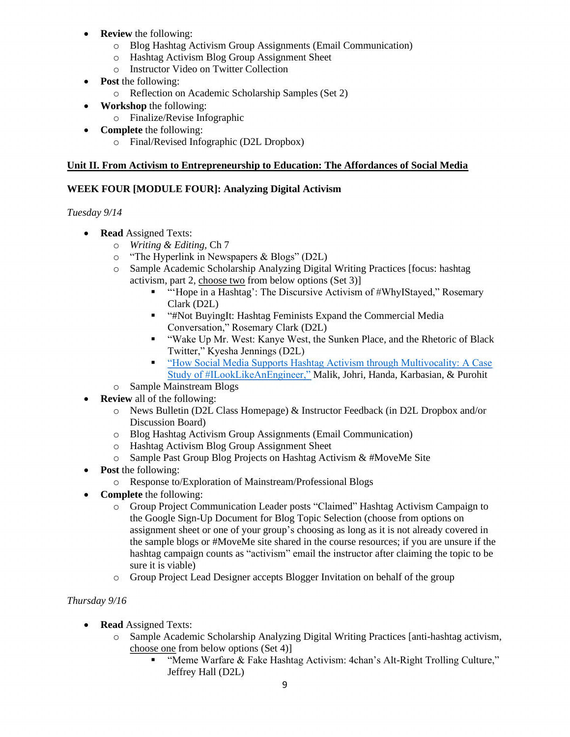- **Review** the following:
    - Blog Hashtag Activism Group Assignments (Email Communication)
    - Hashtag Activism Blog Group Assignment Sheet
    - Instructor Video on Twitter Collection
- **Post** the following:
    - Reflection on Academic Scholarship Samples (Set 2)
- **Workshop** the following:
    - Finalize/Revise Infographic
- **Complete** the following:
    - Final/Revised Infographic (D2L Dropbox)

## Unit II. From Activism to Entrepreneurship to Education: The Affordances of Social Media

### WEEK FOUR [MODULE FOUR]: Analyzing Digital Activism

*Tuesday 9/14*

- **Read** Assigned Texts:
    - *Writing & Editing*, Ch 7
    - "The Hyperlink in Newspapers & Blogs" (D2L)
    - Sample Academic Scholarship Analyzing Digital Writing Practices [focus: hashtag activism, part 2, <u>choose two</u> from below options (Set 3)]
        - "'Hope in a Hashtag': The Discursive Activism of #WhyIStayed," Rosemary Clark (D2L)
        - "#Not BuyingIt: Hashtag Feminists Expand the Commercial Media Conversation," Rosemary Clark (D2L)
        - "Wake Up Mr. West: Kanye West, the Sunken Place, and the Rhetoric of Black Twitter," Kyesha Jennings (D2L)
        - "How Social Media Supports Hashtag Activism through Multivocality: A Case Study of #ILookLikeAnEngineer," Malik, Johri, Handa, Karbasian, & Purohit
    - Sample Mainstream Blogs
- **Review** all of the following:
    - News Bulletin (D2L Class Homepage) & Instructor Feedback (in D2L Dropbox and/or Discussion Board)
    - Blog Hashtag Activism Group Assignments (Email Communication)
    - Hashtag Activism Blog Group Assignment Sheet
    - Sample Past Group Blog Projects on Hashtag Activism & #MoveMe Site
- **Post** the following:
    - Response to/Exploration of Mainstream/Professional Blogs
- **Complete** the following:
    - Group Project Communication Leader posts "Claimed" Hashtag Activism Campaign to the Google Sign-Up Document for Blog Topic Selection (choose from options on assignment sheet or one of your group's choosing as long as it is not already covered in the sample blogs or #MoveMe site shared in the course resources; if you are unsure if the hashtag campaign counts as "activism" email the instructor after claiming the topic to be sure it is viable)
    - Group Project Lead Designer accepts Blogger Invitation on behalf of the group

*Thursday 9/16*

- **Read** Assigned Texts:
    - Sample Academic Scholarship Analyzing Digital Writing Practices [anti-hashtag activism, <u>choose one</u> from below options (Set 4)]
        - "Meme Warfare & Fake Hashtag Activism: 4chan's Alt-Right Trolling Culture," Jeffrey Hall (D2L)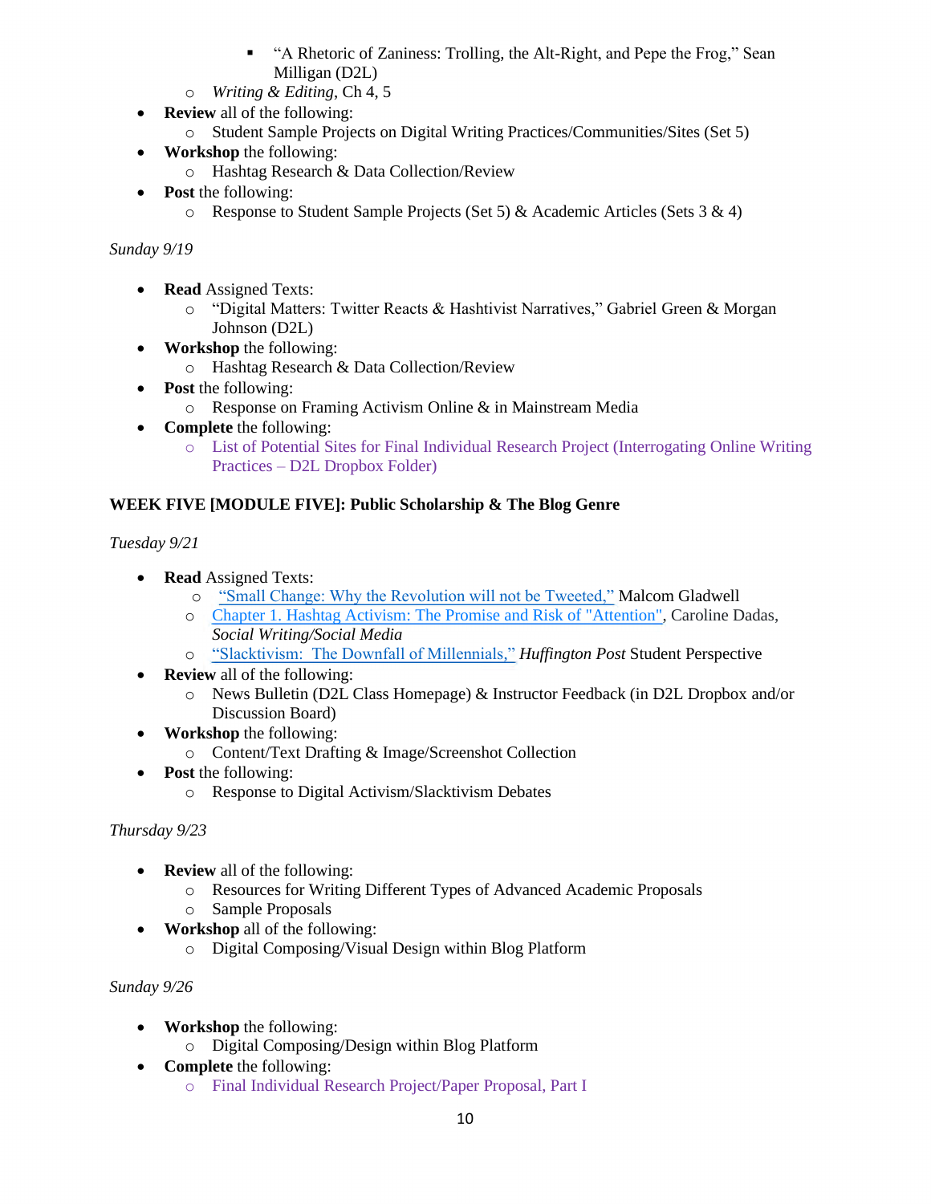- "A Rhetoric of Zaniness: Trolling, the Alt-Right, and Pepe the Frog," Sean Milligan (D2L)
    - *Writing & Editing*, Ch 4, 5
- **Review** all of the following:
    - Student Sample Projects on Digital Writing Practices/Communities/Sites (Set 5)
- **Workshop** the following:
    - Hashtag Research & Data Collection/Review
- **Post** the following:
    - Response to Student Sample Projects (Set 5) & Academic Articles (Sets 3 & 4)

*Sunday 9/19*

- **Read** Assigned Texts:
    - "Digital Matters: Twitter Reacts & Hashtivist Narratives," Gabriel Green & Morgan Johnson (D2L)
- **Workshop** the following:
    - Hashtag Research & Data Collection/Review
- **Post** the following:
    - Response on Framing Activism Online & in Mainstream Media
- **Complete** the following:
    - List of Potential Sites for Final Individual Research Project (Interrogating Online Writing Practices – D2L Dropbox Folder)

**WEEK FIVE [MODULE FIVE]: Public Scholarship & The Blog Genre**

*Tuesday 9/21*

- **Read** Assigned Texts:
    - "Small Change: Why the Revolution will not be Tweeted," Malcom Gladwell
    - Chapter 1. Hashtag Activism: The Promise and Risk of "Attention", Caroline Dadas, *Social Writing/Social Media*
    - "Slacktivism: The Downfall of Millennials," *Huffington Post* Student Perspective
- **Review** all of the following:
    - News Bulletin (D2L Class Homepage) & Instructor Feedback (in D2L Dropbox and/or Discussion Board)
- **Workshop** the following:
    - Content/Text Drafting & Image/Screenshot Collection
- **Post** the following:
    - Response to Digital Activism/Slacktivism Debates

*Thursday 9/23*

- **Review** all of the following:
    - Resources for Writing Different Types of Advanced Academic Proposals
    - Sample Proposals
- **Workshop** all of the following:
    - Digital Composing/Visual Design within Blog Platform

*Sunday 9/26*

- **Workshop** the following:
    - Digital Composing/Design within Blog Platform
- **Complete** the following:
    - Final Individual Research Project/Paper Proposal, Part I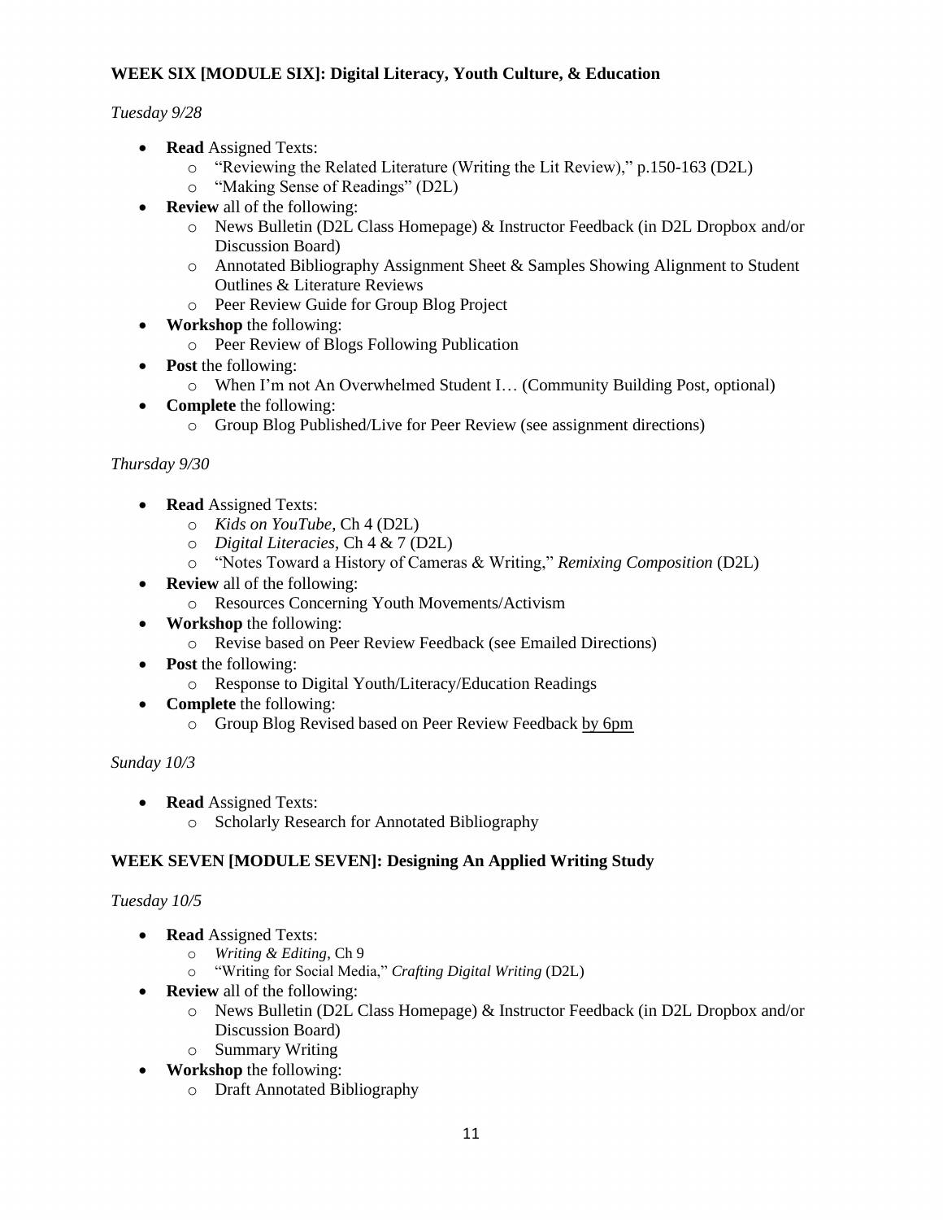**WEEK SIX [MODULE SIX]: Digital Literacy, Youth Culture, & Education**

*Tuesday 9/28*

- **Read** Assigned Texts:
  - "Reviewing the Related Literature (Writing the Lit Review)," p.150-163 (D2L)
  - "Making Sense of Readings" (D2L)
- **Review** all of the following:
  - News Bulletin (D2L Class Homepage) & Instructor Feedback (in D2L Dropbox and/or Discussion Board)
  - Annotated Bibliography Assignment Sheet & Samples Showing Alignment to Student Outlines & Literature Reviews
  - Peer Review Guide for Group Blog Project
- **Workshop** the following:
  - Peer Review of Blogs Following Publication
- **Post** the following:
  - When I'm not An Overwhelmed Student I… (Community Building Post, optional)
- **Complete** the following:
  - Group Blog Published/Live for Peer Review (see assignment directions)

*Thursday 9/30*

- **Read** Assigned Texts:
  - *Kids on YouTube*, Ch 4 (D2L)
  - *Digital Literacies*, Ch 4 & 7 (D2L)
  - "Notes Toward a History of Cameras & Writing," *Remixing Composition* (D2L)
- **Review** all of the following:
  - Resources Concerning Youth Movements/Activism
- **Workshop** the following:
  - Revise based on Peer Review Feedback (see Emailed Directions)
- **Post** the following:
  - Response to Digital Youth/Literacy/Education Readings
- **Complete** the following:
  - Group Blog Revised based on Peer Review Feedback <u>by 6pm</u>

*Sunday 10/3*

- **Read** Assigned Texts:
  - Scholarly Research for Annotated Bibliography

**WEEK SEVEN [MODULE SEVEN]: Designing An Applied Writing Study**

*Tuesday 10/5*

- **Read** Assigned Texts:
  - *Writing & Editing*, Ch 9
  - "Writing for Social Media," *Crafting Digital Writing* (D2L)
- **Review** all of the following:
  - News Bulletin (D2L Class Homepage) & Instructor Feedback (in D2L Dropbox and/or Discussion Board)
  - Summary Writing
- **Workshop** the following:
  - Draft Annotated Bibliography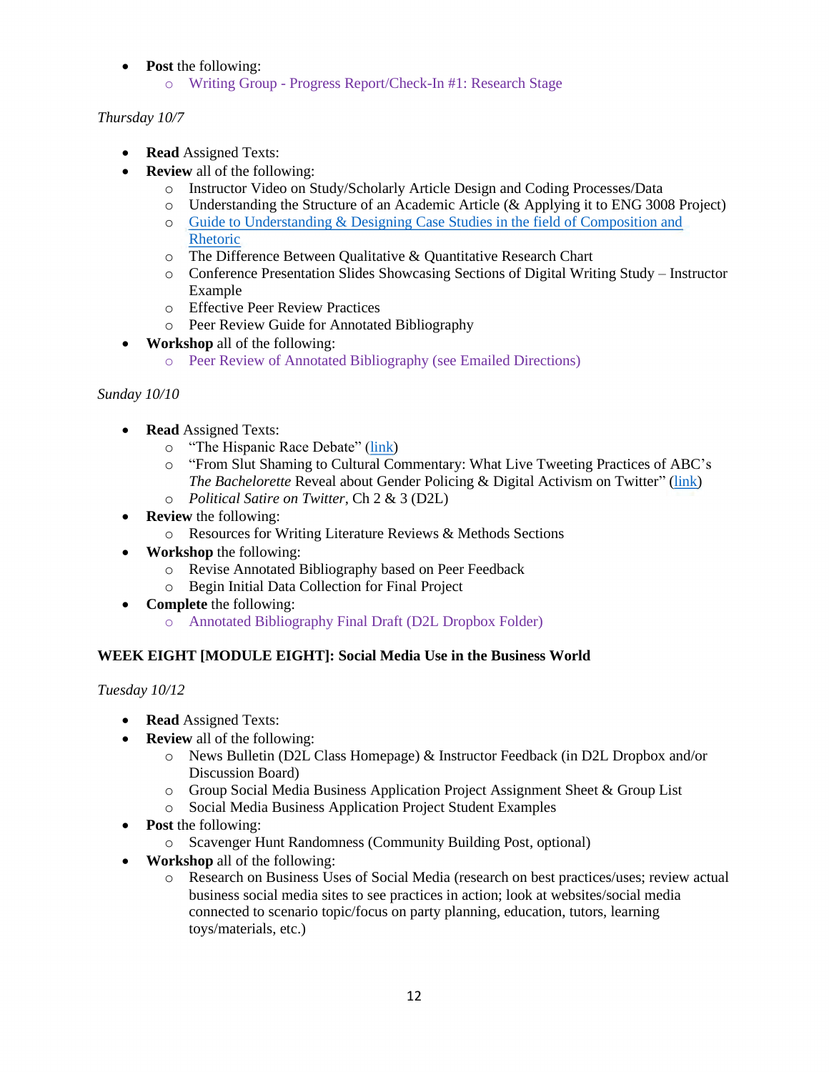- **Post** the following:
  - Writing Group - Progress Report/Check-In #1: Research Stage

*Thursday 10/7*

- **Read** Assigned Texts:
- **Review** all of the following:
  - Instructor Video on Study/Scholarly Article Design and Coding Processes/Data
  - Understanding the Structure of an Academic Article (& Applying it to ENG 3008 Project)
  - Guide to Understanding & Designing Case Studies in the field of Composition and Rhetoric
  - The Difference Between Qualitative & Quantitative Research Chart
  - Conference Presentation Slides Showcasing Sections of Digital Writing Study – Instructor Example
  - Effective Peer Review Practices
  - Peer Review Guide for Annotated Bibliography
- **Workshop** all of the following:
  - Peer Review of Annotated Bibliography (see Emailed Directions)

*Sunday 10/10*

- **Read** Assigned Texts:
  - "The Hispanic Race Debate" (link)
  - "From Slut Shaming to Cultural Commentary: What Live Tweeting Practices of ABC's *The Bachelorette* Reveal about Gender Policing & Digital Activism on Twitter" (link)
  - *Political Satire on Twitter*, Ch 2 & 3 (D2L)
- **Review** the following:
  - Resources for Writing Literature Reviews & Methods Sections
- **Workshop** the following:
  - Revise Annotated Bibliography based on Peer Feedback
  - Begin Initial Data Collection for Final Project
- **Complete** the following:
  - Annotated Bibliography Final Draft (D2L Dropbox Folder)

**WEEK EIGHT [MODULE EIGHT]: Social Media Use in the Business World**

*Tuesday 10/12*

- **Read** Assigned Texts:
- **Review** all of the following:
  - News Bulletin (D2L Class Homepage) & Instructor Feedback (in D2L Dropbox and/or Discussion Board)
  - Group Social Media Business Application Project Assignment Sheet & Group List
  - Social Media Business Application Project Student Examples
- **Post** the following:
  - Scavenger Hunt Randomness (Community Building Post, optional)
- **Workshop** all of the following:
  - Research on Business Uses of Social Media (research on best practices/uses; review actual business social media sites to see practices in action; look at websites/social media connected to scenario topic/focus on party planning, education, tutors, learning toys/materials, etc.)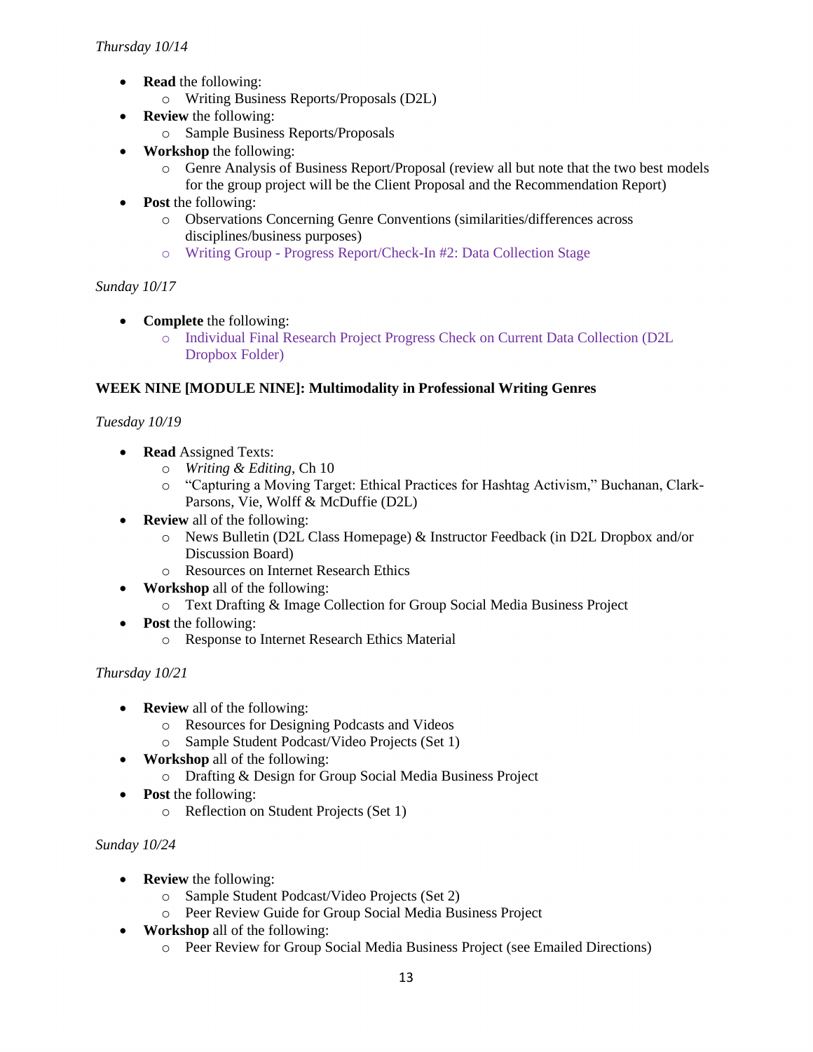*Thursday 10/14*

- **Read** the following:
  - Writing Business Reports/Proposals (D2L)
- **Review** the following:
  - Sample Business Reports/Proposals
- **Workshop** the following:
  - Genre Analysis of Business Report/Proposal (review all but note that the two best models for the group project will be the Client Proposal and the Recommendation Report)
- **Post** the following:
  - Observations Concerning Genre Conventions (similarities/differences across disciplines/business purposes)
  - Writing Group - Progress Report/Check-In #2: Data Collection Stage

*Sunday 10/17*

- **Complete** the following:
  - Individual Final Research Project Progress Check on Current Data Collection (D2L Dropbox Folder)

**WEEK NINE [MODULE NINE]: Multimodality in Professional Writing Genres**

*Tuesday 10/19*

- **Read** Assigned Texts:
  - *Writing & Editing*, Ch 10
  - "Capturing a Moving Target: Ethical Practices for Hashtag Activism," Buchanan, Clark-Parsons, Vie, Wolff & McDuffie (D2L)
- **Review** all of the following:
  - News Bulletin (D2L Class Homepage) & Instructor Feedback (in D2L Dropbox and/or Discussion Board)
  - Resources on Internet Research Ethics
- **Workshop** all of the following:
  - Text Drafting & Image Collection for Group Social Media Business Project
- **Post** the following:
  - Response to Internet Research Ethics Material

*Thursday 10/21*

- **Review** all of the following:
  - Resources for Designing Podcasts and Videos
  - Sample Student Podcast/Video Projects (Set 1)
- **Workshop** all of the following:
  - Drafting & Design for Group Social Media Business Project
- **Post** the following:
  - Reflection on Student Projects (Set 1)

*Sunday 10/24*

- **Review** the following:
  - Sample Student Podcast/Video Projects (Set 2)
  - Peer Review Guide for Group Social Media Business Project
- **Workshop** all of the following:
  - Peer Review for Group Social Media Business Project (see Emailed Directions)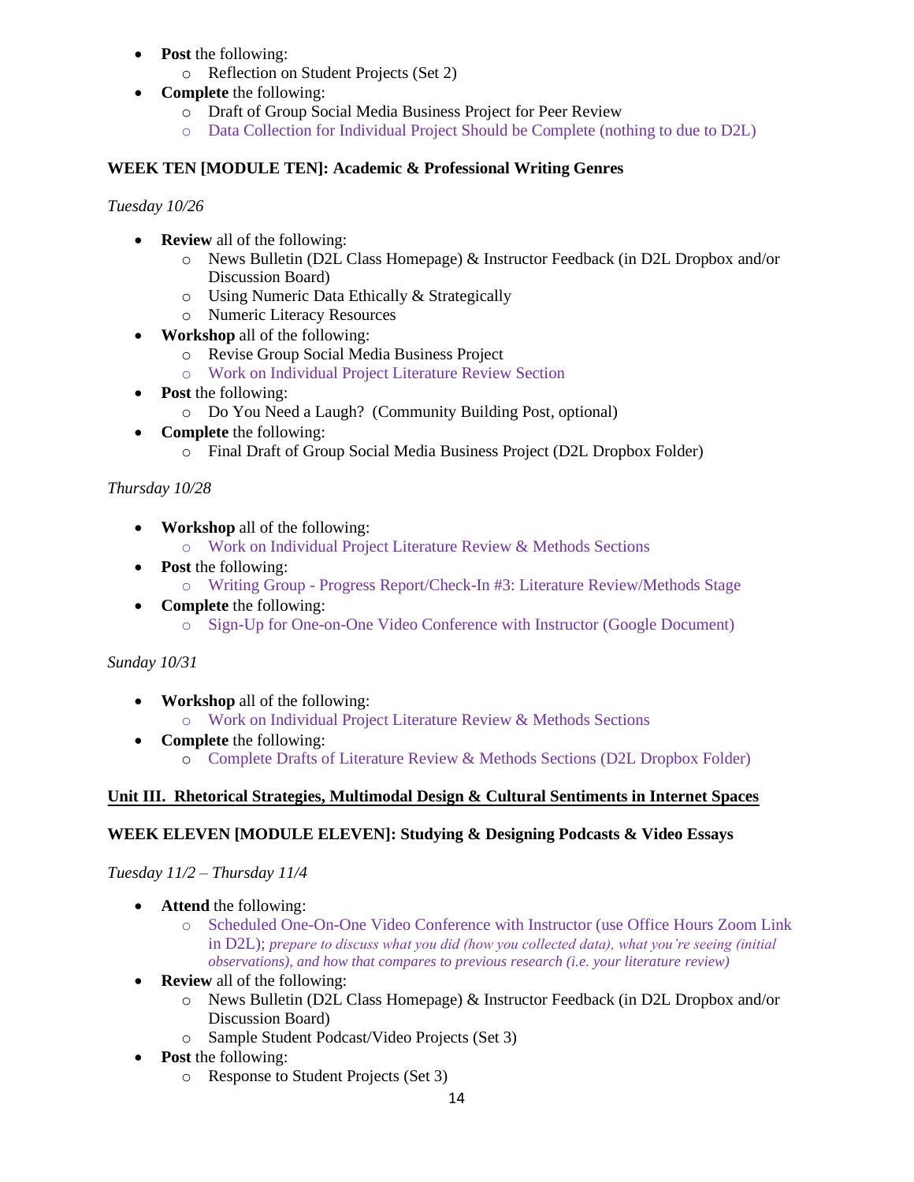- **Post** the following:
  - Reflection on Student Projects (Set 2)
- **Complete** the following:
  - Draft of Group Social Media Business Project for Peer Review
  - Data Collection for Individual Project Should be Complete (nothing to due to D2L)

**WEEK TEN [MODULE TEN]: Academic & Professional Writing Genres**

*Tuesday 10/26*

- **Review** all of the following:
  - News Bulletin (D2L Class Homepage) & Instructor Feedback (in D2L Dropbox and/or Discussion Board)
  - Using Numeric Data Ethically & Strategically
  - Numeric Literacy Resources
- **Workshop** all of the following:
  - Revise Group Social Media Business Project
  - Work on Individual Project Literature Review Section
- **Post** the following:
  - Do You Need a Laugh? (Community Building Post, optional)
- **Complete** the following:
  - Final Draft of Group Social Media Business Project (D2L Dropbox Folder)

*Thursday 10/28*

- **Workshop** all of the following:
  - Work on Individual Project Literature Review & Methods Sections
- **Post** the following:
  - Writing Group - Progress Report/Check-In #3: Literature Review/Methods Stage
- **Complete** the following:
  - Sign-Up for One-on-One Video Conference with Instructor (Google Document)

*Sunday 10/31*

- **Workshop** all of the following:
  - Work on Individual Project Literature Review & Methods Sections
- **Complete** the following:
  - Complete Drafts of Literature Review & Methods Sections (D2L Dropbox Folder)

**Unit III. Rhetorical Strategies, Multimodal Design & Cultural Sentiments in Internet Spaces**

**WEEK ELEVEN [MODULE ELEVEN]: Studying & Designing Podcasts & Video Essays**

*Tuesday 11/2 – Thursday 11/4*

- **Attend** the following:
  - Scheduled One-On-One Video Conference with Instructor (use Office Hours Zoom Link in D2L); *prepare to discuss what you did (how you collected data), what you're seeing (initial observations), and how that compares to previous research (i.e. your literature review)*
- **Review** all of the following:
  - News Bulletin (D2L Class Homepage) & Instructor Feedback (in D2L Dropbox and/or Discussion Board)
  - Sample Student Podcast/Video Projects (Set 3)
- **Post** the following:
  - Response to Student Projects (Set 3)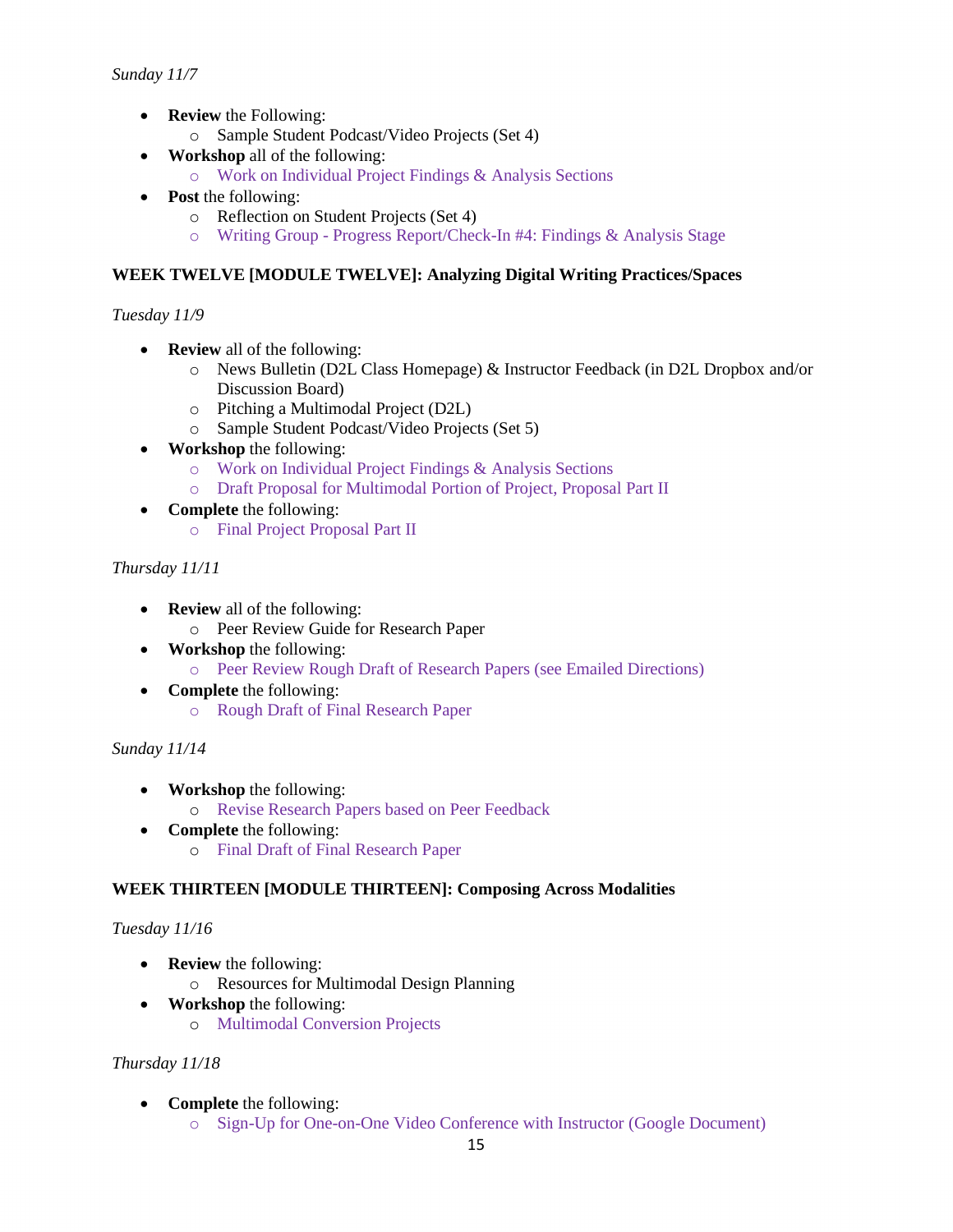*Sunday 11/7*

- **Review** the Following:
  - Sample Student Podcast/Video Projects (Set 4)
- **Workshop** all of the following:
  - Work on Individual Project Findings & Analysis Sections
- **Post** the following:
  - Reflection on Student Projects (Set 4)
  - Writing Group - Progress Report/Check-In #4: Findings & Analysis Stage

**WEEK TWELVE [MODULE TWELVE]: Analyzing Digital Writing Practices/Spaces**

*Tuesday 11/9*

- **Review** all of the following:
  - News Bulletin (D2L Class Homepage) & Instructor Feedback (in D2L Dropbox and/or Discussion Board)
  - Pitching a Multimodal Project (D2L)
  - Sample Student Podcast/Video Projects (Set 5)
- **Workshop** the following:
  - Work on Individual Project Findings & Analysis Sections
  - Draft Proposal for Multimodal Portion of Project, Proposal Part II
- **Complete** the following:
  - Final Project Proposal Part II

*Thursday 11/11*

- **Review** all of the following:
  - Peer Review Guide for Research Paper
- **Workshop** the following:
  - Peer Review Rough Draft of Research Papers (see Emailed Directions)
- **Complete** the following:
  - Rough Draft of Final Research Paper

*Sunday 11/14*

- **Workshop** the following:
  - Revise Research Papers based on Peer Feedback
- **Complete** the following:
  - Final Draft of Final Research Paper

**WEEK THIRTEEN [MODULE THIRTEEN]: Composing Across Modalities**

*Tuesday 11/16*

- **Review** the following:
  - Resources for Multimodal Design Planning
- **Workshop** the following:
  - Multimodal Conversion Projects

*Thursday 11/18*

- **Complete** the following:
  - Sign-Up for One-on-One Video Conference with Instructor (Google Document)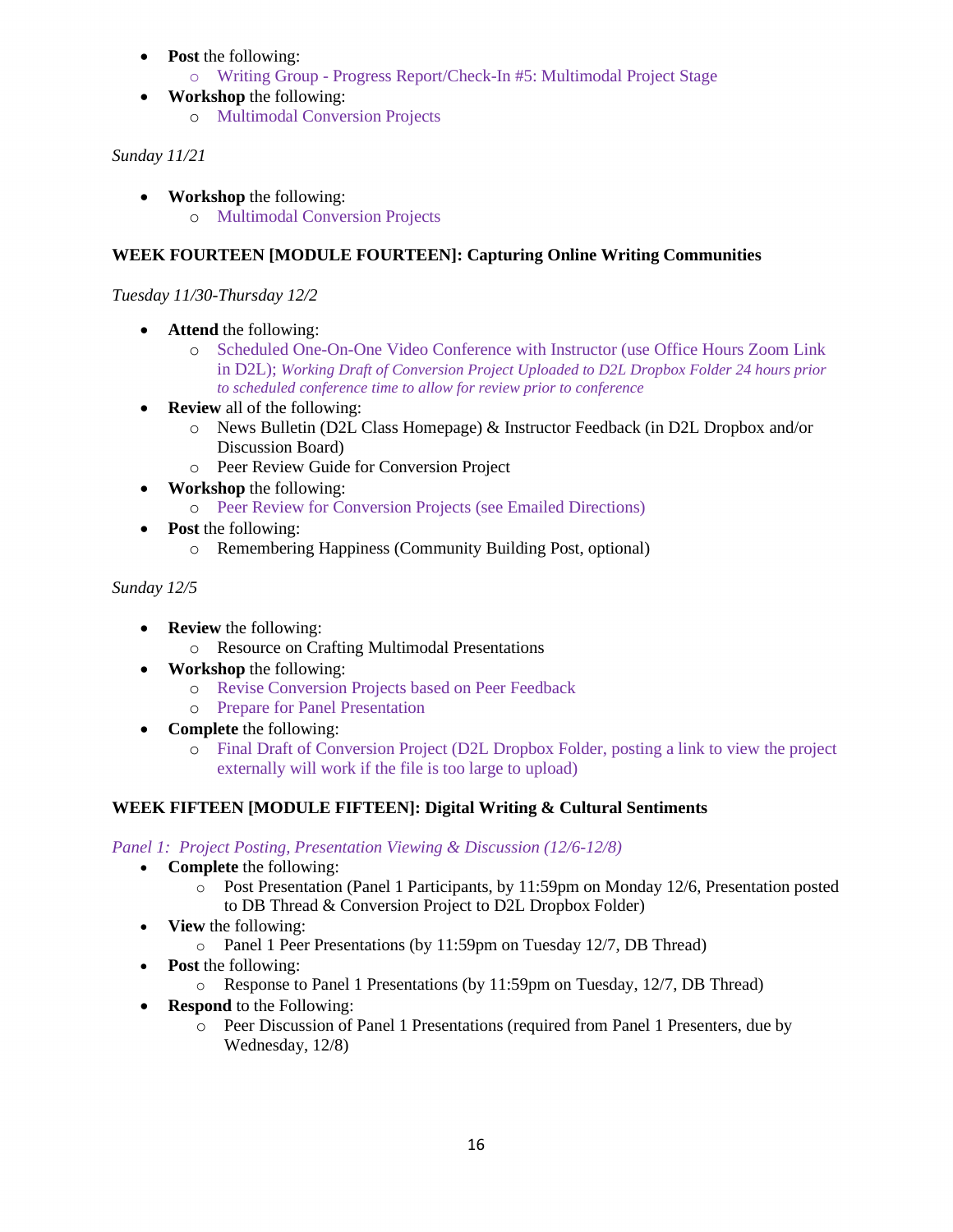- **Post** the following:
  - Writing Group - Progress Report/Check-In #5: Multimodal Project Stage
- **Workshop** the following:
  - Multimodal Conversion Projects

*Sunday 11/21*

- **Workshop** the following:
  - Multimodal Conversion Projects

**WEEK FOURTEEN [MODULE FOURTEEN]: Capturing Online Writing Communities**

*Tuesday 11/30-Thursday 12/2*

- **Attend** the following:
  - Scheduled One-On-One Video Conference with Instructor (use Office Hours Zoom Link in D2L); *Working Draft of Conversion Project Uploaded to D2L Dropbox Folder 24 hours prior to scheduled conference time to allow for review prior to conference*
- **Review** all of the following:
  - News Bulletin (D2L Class Homepage) & Instructor Feedback (in D2L Dropbox and/or Discussion Board)
  - Peer Review Guide for Conversion Project
- **Workshop** the following:
  - Peer Review for Conversion Projects (see Emailed Directions)
- **Post** the following:
  - Remembering Happiness (Community Building Post, optional)

*Sunday 12/5*

- **Review** the following:
  - Resource on Crafting Multimodal Presentations
- **Workshop** the following:
  - Revise Conversion Projects based on Peer Feedback
  - Prepare for Panel Presentation
- **Complete** the following:
  - Final Draft of Conversion Project (D2L Dropbox Folder, posting a link to view the project externally will work if the file is too large to upload)

**WEEK FIFTEEN [MODULE FIFTEEN]: Digital Writing & Cultural Sentiments**

*Panel 1: Project Posting, Presentation Viewing & Discussion (12/6-12/8)*

- **Complete** the following:
  - Post Presentation (Panel 1 Participants, by 11:59pm on Monday 12/6, Presentation posted to DB Thread & Conversion Project to D2L Dropbox Folder)
- **View** the following:
  - Panel 1 Peer Presentations (by 11:59pm on Tuesday 12/7, DB Thread)
- **Post** the following:
  - Response to Panel 1 Presentations (by 11:59pm on Tuesday, 12/7, DB Thread)
- **Respond** to the Following:
  - Peer Discussion of Panel 1 Presentations (required from Panel 1 Presenters, due by Wednesday, 12/8)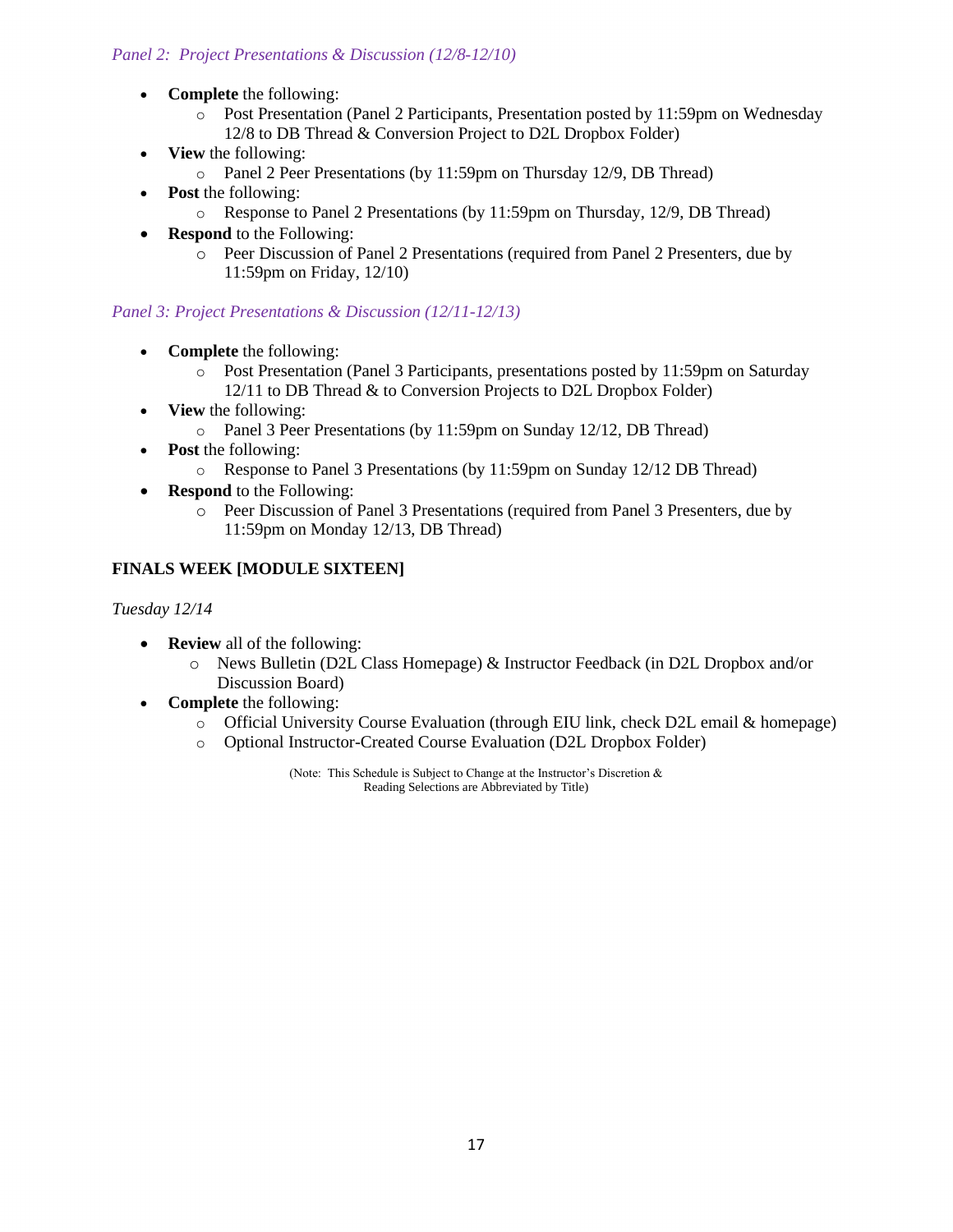*Panel 2: Project Presentations & Discussion (12/8-12/10)*

- **Complete** the following:
  - Post Presentation (Panel 2 Participants, Presentation posted by 11:59pm on Wednesday 12/8 to DB Thread & Conversion Project to D2L Dropbox Folder)
- **View** the following:
  - Panel 2 Peer Presentations (by 11:59pm on Thursday 12/9, DB Thread)
- **Post** the following:
  - Response to Panel 2 Presentations (by 11:59pm on Thursday, 12/9, DB Thread)
- **Respond** to the Following:
  - Peer Discussion of Panel 2 Presentations (required from Panel 2 Presenters, due by 11:59pm on Friday, 12/10)

*Panel 3: Project Presentations & Discussion (12/11-12/13)*

- **Complete** the following:
  - Post Presentation (Panel 3 Participants, presentations posted by 11:59pm on Saturday 12/11 to DB Thread & to Conversion Projects to D2L Dropbox Folder)
- **View** the following:
  - Panel 3 Peer Presentations (by 11:59pm on Sunday 12/12, DB Thread)
- **Post** the following:
  - Response to Panel 3 Presentations (by 11:59pm on Sunday 12/12 DB Thread)
- **Respond** to the Following:
  - Peer Discussion of Panel 3 Presentations (required from Panel 3 Presenters, due by 11:59pm on Monday 12/13, DB Thread)

**FINALS WEEK [MODULE SIXTEEN]**

*Tuesday 12/14*

- **Review** all of the following:
  - News Bulletin (D2L Class Homepage) & Instructor Feedback (in D2L Dropbox and/or Discussion Board)
- **Complete** the following:
  - Official University Course Evaluation (through EIU link, check D2L email & homepage)
  - Optional Instructor-Created Course Evaluation (D2L Dropbox Folder)

(Note: This Schedule is Subject to Change at the Instructor's Discretion & Reading Selections are Abbreviated by Title)